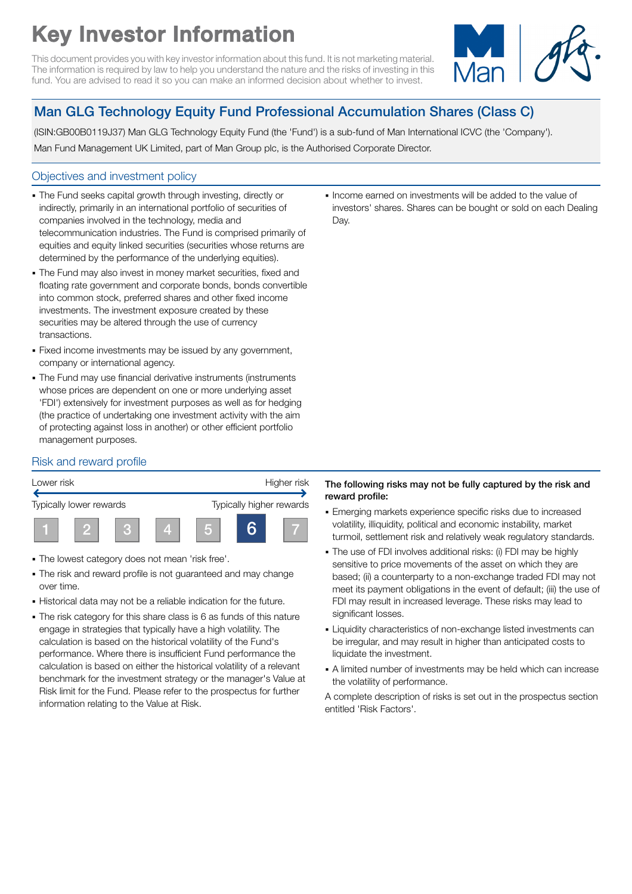# Key Investor Information

This document provides you with key investor information about this fund. It is not marketing material. The information is required by law to help you understand the nature and the risks of investing in this fund. You are advised to read it so you can make an informed decision about whether to invest.

## Man GLG Technology Equity Fund Professional Accumulation Shares (Class C)

(ISIN:GB00B0119J37) Man GLG Technology Equity Fund (the 'Fund') is a sub-fund of Man International ICVC (the 'Company').

Man Fund Management UK Limited, part of Man Group plc, is the Authorised Corporate Director.

### Objectives and investment policy

- The Fund seeks capital growth through investing, directly or indirectly, primarily in an international portfolio of securities of companies involved in the technology, media and telecommunication industries. The Fund is comprised primarily of equities and equity linked securities (securities whose returns are determined by the performance of the underlying equities).
- The Fund may also invest in money market securities, fixed and floating rate government and corporate bonds, bonds convertible into common stock, preferred shares and other fixed income investments. The investment exposure created by these securities may be altered through the use of currency transactions.
- Fixed income investments may be issued by any government, company or international agency.
- The Fund may use financial derivative instruments (instruments whose prices are dependent on one or more underlying asset 'FDI') extensively for investment purposes as well as for hedging (the practice of undertaking one investment activity with the aim of protecting against loss in another) or other efficient portfolio management purposes.
- Income earned on investments will be added to the value of investors' shares. Shares can be bought or sold on each Dealing Day.

### Risk and reward profile

Lower risk — Higher risk

Typically lower rewards — Typically higher rewards

| 1 | 2 | 3 | 4 | 5 | **6** | 7 |
|---|---|---|---|---|---|---|

- The lowest category does not mean 'risk free'.
- The risk and reward profile is not guaranteed and may change over time.
- Historical data may not be a reliable indication for the future.
- The risk category for this share class is 6 as funds of this nature engage in strategies that typically have a high volatility. The calculation is based on the historical volatility of the Fund's performance. Where there is insufficient Fund performance the calculation is based on either the historical volatility of a relevant benchmark for the investment strategy or the manager's Value at Risk limit for the Fund. Please refer to the prospectus for further information relating to the Value at Risk.

**The following risks may not be fully captured by the risk and reward profile:**

- Emerging markets experience specific risks due to increased volatility, illiquidity, political and economic instability, market turmoil, settlement risk and relatively weak regulatory standards.
- The use of FDI involves additional risks: (i) FDI may be highly sensitive to price movements of the asset on which they are based; (ii) a counterparty to a non-exchange traded FDI may not meet its payment obligations in the event of default; (iii) the use of FDI may result in increased leverage. These risks may lead to significant losses.
- Liquidity characteristics of non-exchange listed investments can be irregular, and may result in higher than anticipated costs to liquidate the investment.
- A limited number of investments may be held which can increase the volatility of performance.

A complete description of risks is set out in the prospectus section entitled 'Risk Factors'.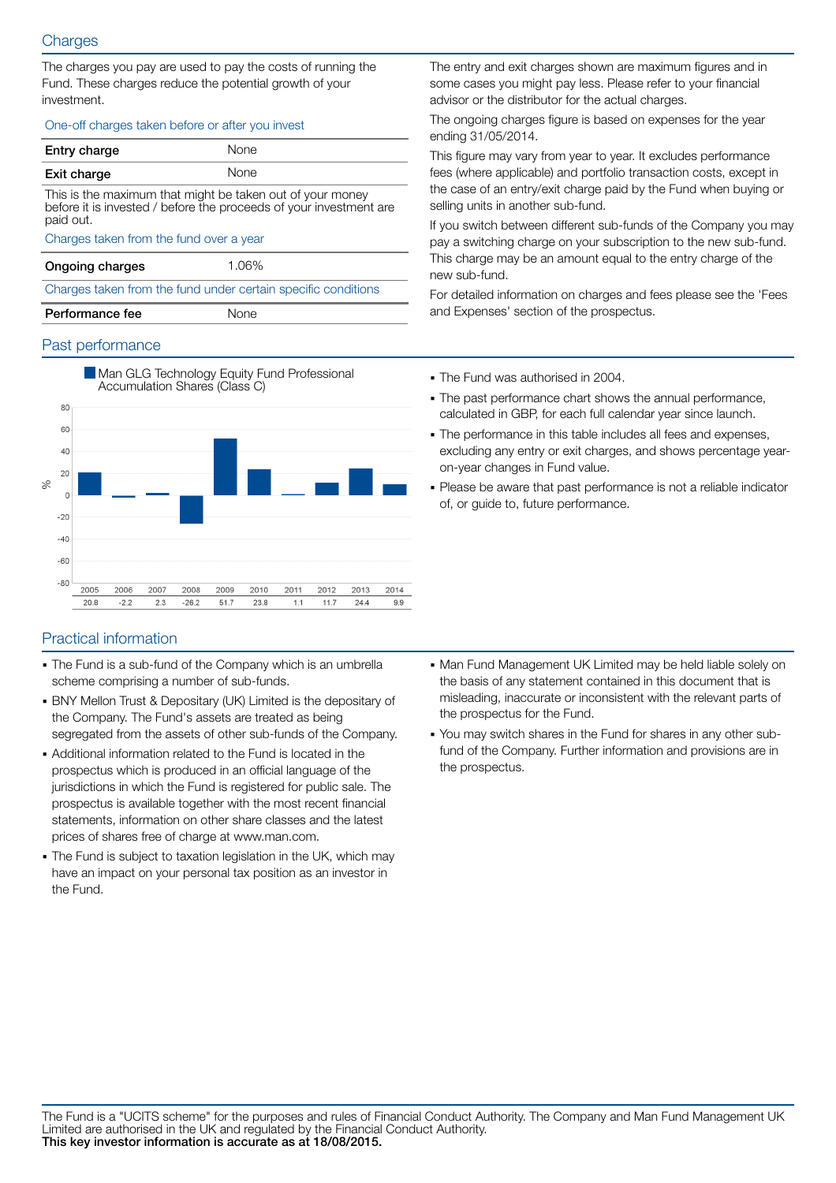## Charges

The charges you pay are used to pay the costs of running the Fund. These charges reduce the potential growth of your investment.

One-off charges taken before or after you invest

| | |
|---|---|
| **Entry charge** | None |
| **Exit charge** | None |

This is the maximum that might be taken out of your money before it is invested / before the proceeds of your investment are paid out.

Charges taken from the fund over a year

| | |
|---|---|
| **Ongoing charges** | 1.06% |

Charges taken from the fund under certain specific conditions

| | |
|---|---|
| **Performance fee** | None |

The entry and exit charges shown are maximum figures and in some cases you might pay less. Please refer to your financial advisor or the distributor for the actual charges.

The ongoing charges figure is based on expenses for the year ending 31/05/2014.

This figure may vary from year to year. It excludes performance fees (where applicable) and portfolio transaction costs, except in the case of an entry/exit charge paid by the Fund when buying or selling units in another sub-fund.

If you switch between different sub-funds of the Company you may pay a switching charge on your subscription to the new sub-fund. This charge may be an amount equal to the entry charge of the new sub-fund.

For detailed information on charges and fees please see the 'Fees and Expenses' section of the prospectus.

## Past performance

Man GLG Technology Equity Fund Professional Accumulation Shares (Class C)

%

80
60
40
20
0
-20
-40
-60
-80

2005 2006 2007 2008 2009 2010 2011 2012 2013 2014

20.8 -2.2 2.3 -26.2 51.7 23.8 1.1 11.7 24.4 9.9

- The Fund was authorised in 2004.
- The past performance chart shows the annual performance, calculated in GBP, for each full calendar year since launch.
- The performance in this table includes all fees and expenses, excluding any entry or exit charges, and shows percentage year-on-year changes in Fund value.
- Please be aware that past performance is not a reliable indicator of, or guide to, future performance.

## Practical information

- The Fund is a sub-fund of the Company which is an umbrella scheme comprising a number of sub-funds.
- BNY Mellon Trust & Depositary (UK) Limited is the depositary of the Company. The Fund's assets are treated as being segregated from the assets of other sub-funds of the Company.
- Additional information related to the Fund is located in the prospectus which is produced in an official language of the jurisdictions in which the Fund is registered for public sale. The prospectus is available together with the most recent financial statements, information on other share classes and the latest prices of shares free of charge at www.man.com.
- The Fund is subject to taxation legislation in the UK, which may have an impact on your personal tax position as an investor in the Fund.
- Man Fund Management UK Limited may be held liable solely on the basis of any statement contained in this document that is misleading, inaccurate or inconsistent with the relevant parts of the prospectus for the Fund.
- You may switch shares in the Fund for shares in any other sub-fund of the Company. Further information and provisions are in the prospectus.

The Fund is a "UCITS scheme" for the purposes and rules of Financial Conduct Authority. The Company and Man Fund Management UK Limited are authorised in the UK and regulated by the Financial Conduct Authority.
**This key investor information is accurate as at 18/08/2015.**